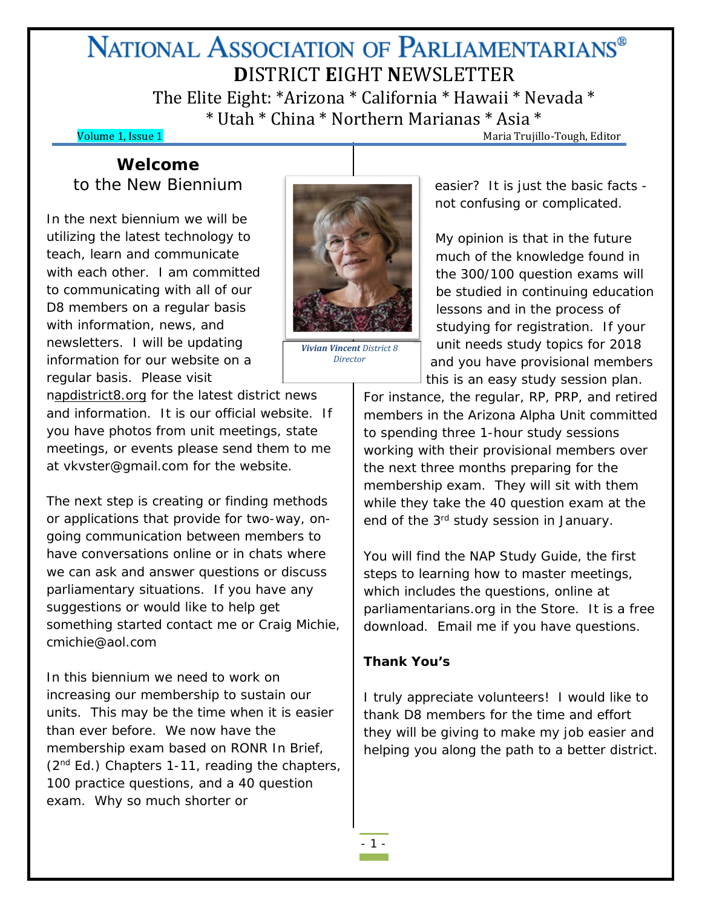# NATIONAL ASSOCIATION OF PARLIAMENTARIANS®

## DISTRICT EIGHT NEWSLETTER

The Elite Eight: *Arizona * California * Hawaii * Nevada *
* Utah * China * Northern Marianas * Asia *

Volume 1, Issue 1 — Maria Trujillo-Tough, Editor

## Welcome
to the New Biennium

*Vivian Vincent District 8 Director*

In the next biennium we will be utilizing the latest technology to teach, learn and communicate with each other. I am committed to communicating with all of our D8 members on a regular basis with information, news, and newsletters. I will be updating information for our website on a regular basis. Please visit napdistrict8.org for the latest district news and information. It is our official website. If you have photos from unit meetings, state meetings, or events please send them to me at vkvster@gmail.com for the website.

The next step is creating or finding methods or applications that provide for two-way, on-going communication between members to have conversations online or in chats where we can ask and answer questions or discuss parliamentary situations. If you have any suggestions or would like to help get something started contact me or Craig Michie, cmichie@aol.com

In this biennium we need to work on increasing our membership to sustain our units. This may be the time when it is easier than ever before. We now have the membership exam based on RONR In Brief, (2nd Ed.) Chapters 1-11, reading the chapters, 100 practice questions, and a 40 question exam. Why so much shorter or easier? It is just the basic facts - not confusing or complicated.

My opinion is that in the future much of the knowledge found in the 300/100 question exams will be studied in continuing education lessons and in the process of studying for registration. If your unit needs study topics for 2018 and you have provisional members this is an easy study session plan. For instance, the regular, RP, PRP, and retired members in the Arizona Alpha Unit committed to spending three 1-hour study sessions working with their provisional members over the next three months preparing for the membership exam. They will sit with them while they take the 40 question exam at the end of the 3rd study session in January.

You will find the NAP Study Guide, the first steps to learning how to master meetings, which includes the questions, online at parliamentarians.org in the Store. It is a free download. Email me if you have questions.

**Thank You's**

I truly appreciate volunteers! I would like to thank D8 members for the time and effort they will be giving to make my job easier and helping you along the path to a better district.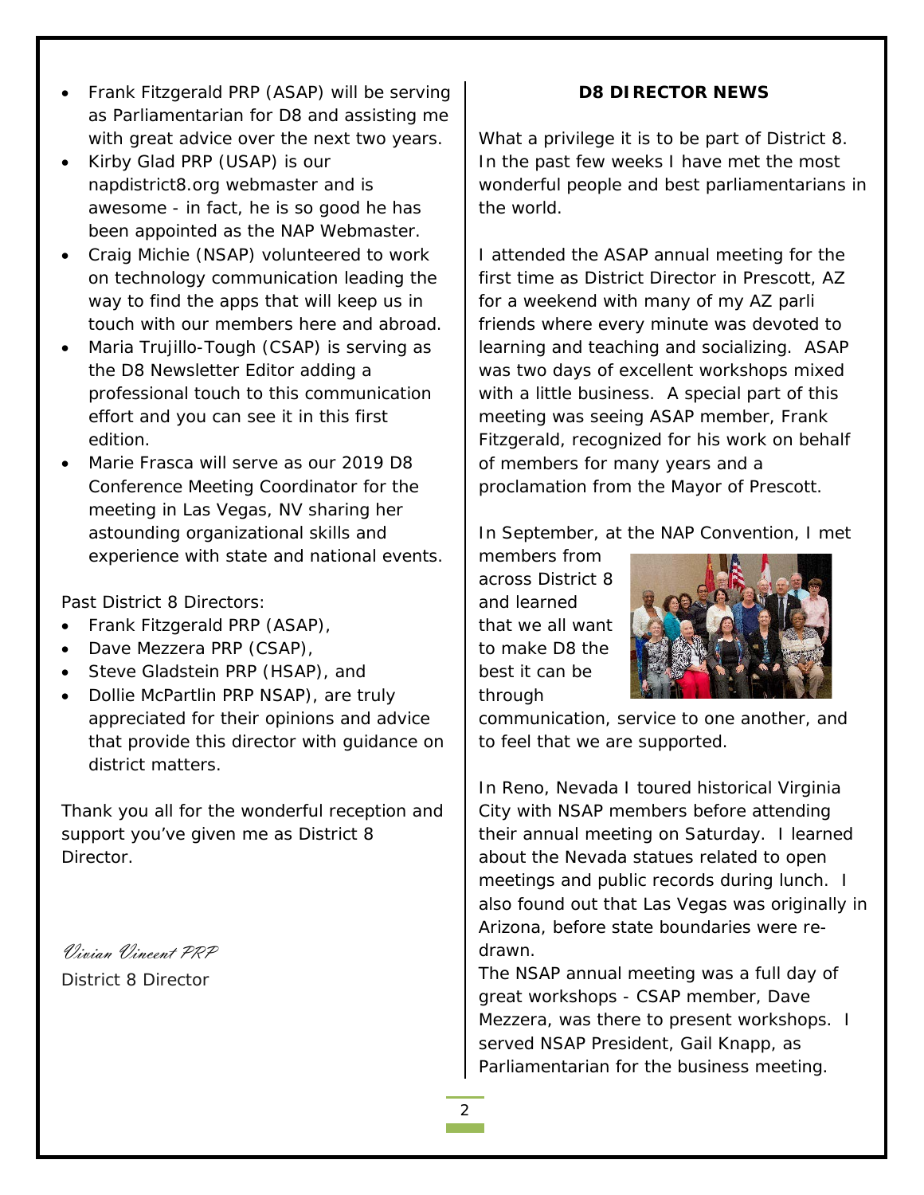- Frank Fitzgerald PRP (ASAP) will be serving as Parliamentarian for D8 and assisting me with great advice over the next two years.
- Kirby Glad PRP (USAP) is our napdistrict8.org webmaster and is awesome - in fact, he is so good he has been appointed as the NAP Webmaster.
- Craig Michie (NSAP) volunteered to work on technology communication leading the way to find the apps that will keep us in touch with our members here and abroad.
- Maria Trujillo-Tough (CSAP) is serving as the D8 Newsletter Editor adding a professional touch to this communication effort and you can see it in this first edition.
- Marie Frasca will serve as our 2019 D8 Conference Meeting Coordinator for the meeting in Las Vegas, NV sharing her astounding organizational skills and experience with state and national events.

Past District 8 Directors:

- Frank Fitzgerald PRP (ASAP),
- Dave Mezzera PRP (CSAP),
- Steve Gladstein PRP (HSAP), and
- Dollie McPartlin PRP NSAP), are truly appreciated for their opinions and advice that provide this director with guidance on district matters.

Thank you all for the wonderful reception and support you've given me as District 8 Director.

*Vivian Vincent PRP*
District 8 Director

**D8 DIRECTOR NEWS**

What a privilege it is to be part of District 8. In the past few weeks I have met the most wonderful people and best parliamentarians in the world.

I attended the ASAP annual meeting for the first time as District Director in Prescott, AZ for a weekend with many of my AZ parli friends where every minute was devoted to learning and teaching and socializing. ASAP was two days of excellent workshops mixed with a little business. A special part of this meeting was seeing ASAP member, Frank Fitzgerald, recognized for his work on behalf of members for many years and a proclamation from the Mayor of Prescott.

In September, at the NAP Convention, I met members from across District 8 and learned that we all want to make D8 the best it can be through communication, service to one another, and to feel that we are supported.

In Reno, Nevada I toured historical Virginia City with NSAP members before attending their annual meeting on Saturday. I learned about the Nevada statues related to open meetings and public records during lunch. I also found out that Las Vegas was originally in Arizona, before state boundaries were re-drawn.

The NSAP annual meeting was a full day of great workshops - CSAP member, Dave Mezzera, was there to present workshops. I served NSAP President, Gail Knapp, as Parliamentarian for the business meeting.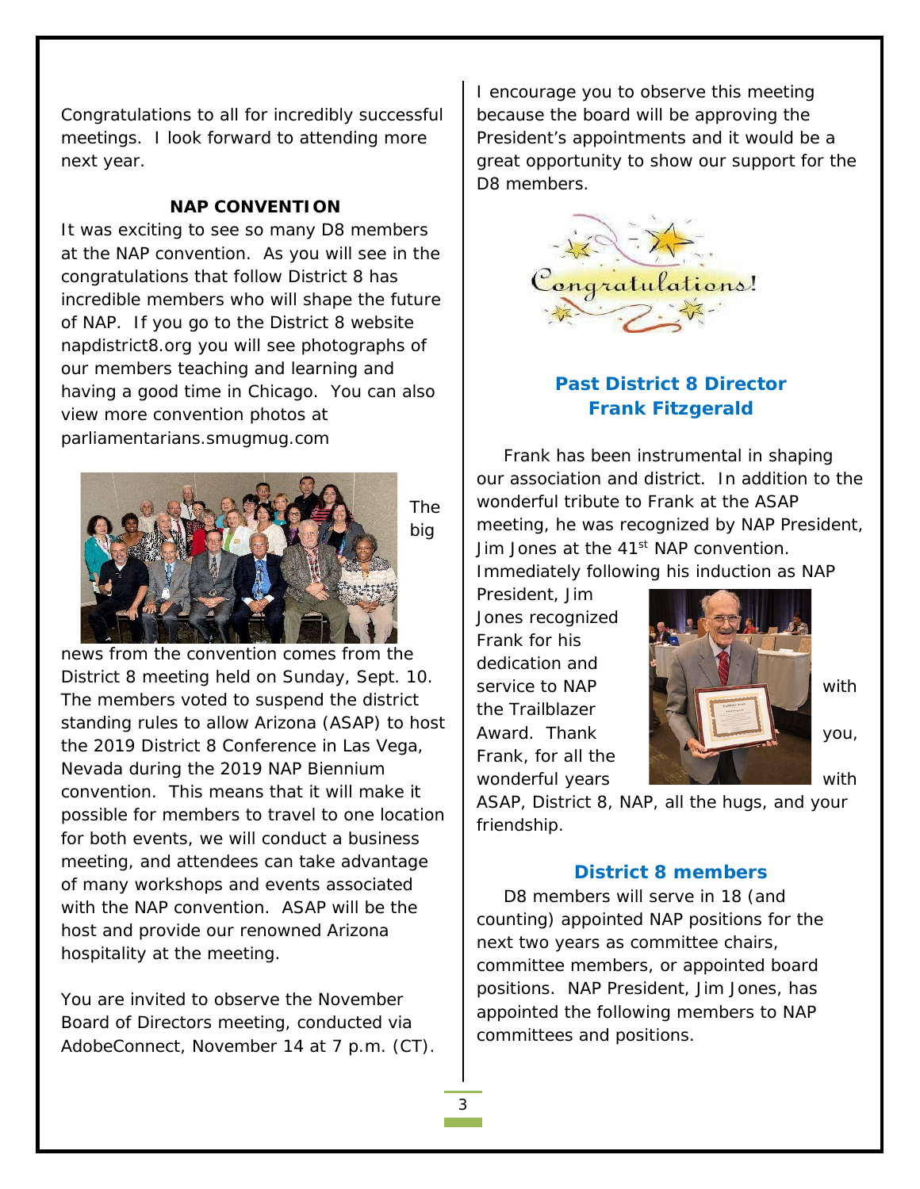Congratulations to all for incredibly successful meetings. I look forward to attending more next year.

**NAP CONVENTION**

It was exciting to see so many D8 members at the NAP convention. As you will see in the congratulations that follow District 8 has incredible members who will shape the future of NAP. If you go to the District 8 website napdistrict8.org you will see photographs of our members teaching and learning and having a good time in Chicago. You can also view more convention photos at parliamentarians.smugmug.com

The big news from the convention comes from the District 8 meeting held on Sunday, Sept. 10. The members voted to suspend the district standing rules to allow Arizona (ASAP) to host the 2019 District 8 Conference in Las Vega, Nevada during the 2019 NAP Biennium convention. This means that it will make it possible for members to travel to one location for both events, we will conduct a business meeting, and attendees can take advantage of many workshops and events associated with the NAP convention. ASAP will be the host and provide our renowned Arizona hospitality at the meeting.

You are invited to observe the November Board of Directors meeting, conducted via AdobeConnect, November 14 at 7 p.m. (CT). I encourage you to observe this meeting because the board will be approving the President's appointments and it would be a great opportunity to show our support for the D8 members.

## Past District 8 Director Frank Fitzgerald

Frank has been instrumental in shaping our association and district. In addition to the wonderful tribute to Frank at the ASAP meeting, he was recognized by NAP President, Jim Jones at the 41st NAP convention. Immediately following his induction as NAP President, Jim Jones recognized Frank for his dedication and service to NAP with the Trailblazer Award. Thank you, Frank, for all the wonderful years with ASAP, District 8, NAP, all the hugs, and your friendship.

## District 8 members

D8 members will serve in 18 (and counting) appointed NAP positions for the next two years as committee chairs, committee members, or appointed board positions. NAP President, Jim Jones, has appointed the following members to NAP committees and positions.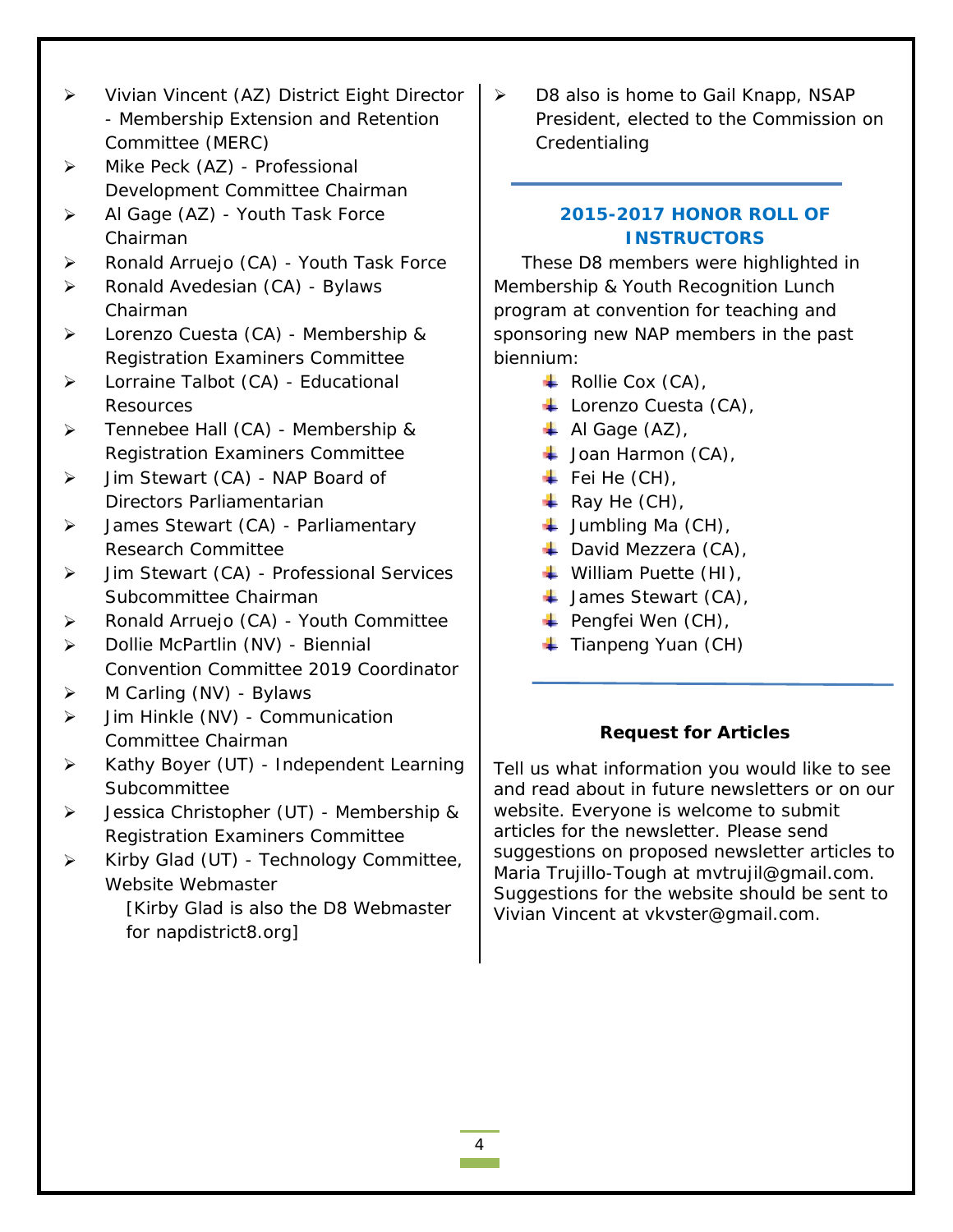- Vivian Vincent (AZ) District Eight Director - Membership Extension and Retention Committee (MERC)
- Mike Peck (AZ) - Professional Development Committee Chairman
- Al Gage (AZ) - Youth Task Force Chairman
- Ronald Arruejo (CA) - Youth Task Force
- Ronald Avedesian (CA) - Bylaws Chairman
- Lorenzo Cuesta (CA) - Membership & Registration Examiners Committee
- Lorraine Talbot (CA) - Educational Resources
- Tennebee Hall (CA) - Membership & Registration Examiners Committee
- Jim Stewart (CA) - NAP Board of Directors Parliamentarian
- James Stewart (CA) - Parliamentary Research Committee
- Jim Stewart (CA) - Professional Services Subcommittee Chairman
- Ronald Arruejo (CA) - Youth Committee
- Dollie McPartlin (NV) - Biennial Convention Committee 2019 Coordinator
- M Carling (NV) - Bylaws
- Jim Hinkle (NV) - Communication Committee Chairman
- Kathy Boyer (UT) - Independent Learning Subcommittee
- Jessica Christopher (UT) - Membership & Registration Examiners Committee
- Kirby Glad (UT) - Technology Committee, Website Webmaster

  [Kirby Glad is also the D8 Webmaster for napdistrict8.org]
- D8 also is home to Gail Knapp, NSAP President, elected to the Commission on Credentialing

## 2015-2017 HONOR ROLL OF INSTRUCTORS

These D8 members were highlighted in Membership & Youth Recognition Lunch program at convention for teaching and sponsoring new NAP members in the past biennium:

- Rollie Cox (CA),
- Lorenzo Cuesta (CA),
- Al Gage (AZ),
- Joan Harmon (CA),
- Fei He (CH),
- Ray He (CH),
- Jumbling Ma (CH),
- David Mezzera (CA),
- William Puette (HI),
- James Stewart (CA),
- Pengfei Wen (CH),
- Tianpeng Yuan (CH)

**Request for Articles**

Tell us what information you would like to see and read about in future newsletters or on our website. Everyone is welcome to submit articles for the newsletter. Please send suggestions on proposed newsletter articles to Maria Trujillo-Tough at mvtrujil@gmail.com. Suggestions for the website should be sent to Vivian Vincent at vkvster@gmail.com.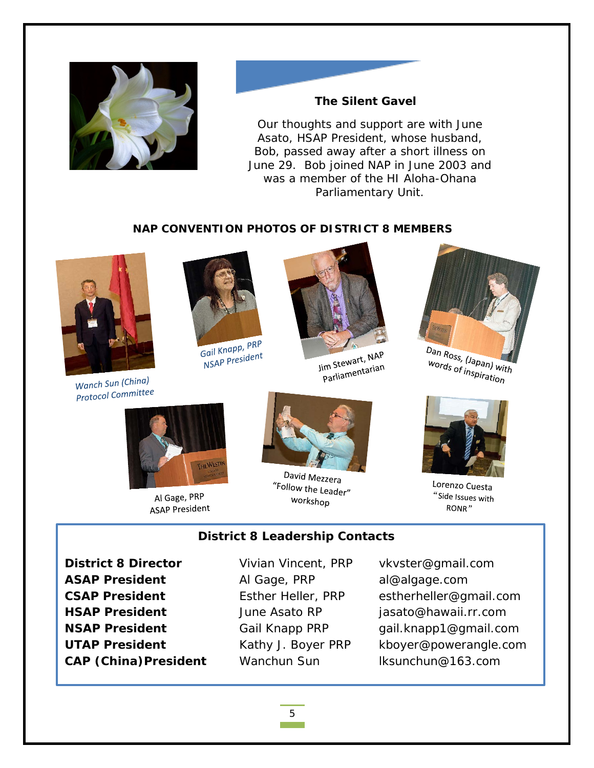## The Silent Gavel

Our thoughts and support are with June Asato, HSAP President, whose husband, Bob, passed away after a short illness on June 29. Bob joined NAP in June 2003 and was a member of the HI Aloha-Ohana Parliamentary Unit.

## NAP CONVENTION PHOTOS OF DISTRICT 8 MEMBERS

*Wanch Sun (China) Protocol Committee*

*Gail Knapp, PRP NSAP President*

Jim Stewart, NAP Parliamentarian

Dan Ross, (Japan) with words of inspiration

Al Gage, PRP ASAP President

David Mezzera "Follow the Leader" workshop

Lorenzo Cuesta "Side Issues with RONR"

## District 8 Leadership Contacts

| | | |
|---|---|---|
| **District 8 Director** | Vivian Vincent, PRP | vkvster@gmail.com |
| **ASAP President** | Al Gage, PRP | al@algage.com |
| **CSAP President** | Esther Heller, PRP | estherheller@gmail.com |
| **HSAP President** | June Asato RP | jasato@hawaii.rr.com |
| **NSAP President** | Gail Knapp PRP | gail.knapp1@gmail.com |
| **UTAP President** | Kathy J. Boyer PRP | kboyer@powerangle.com |
| **CAP (China) President** | Wanchun Sun | lksunchun@163.com |